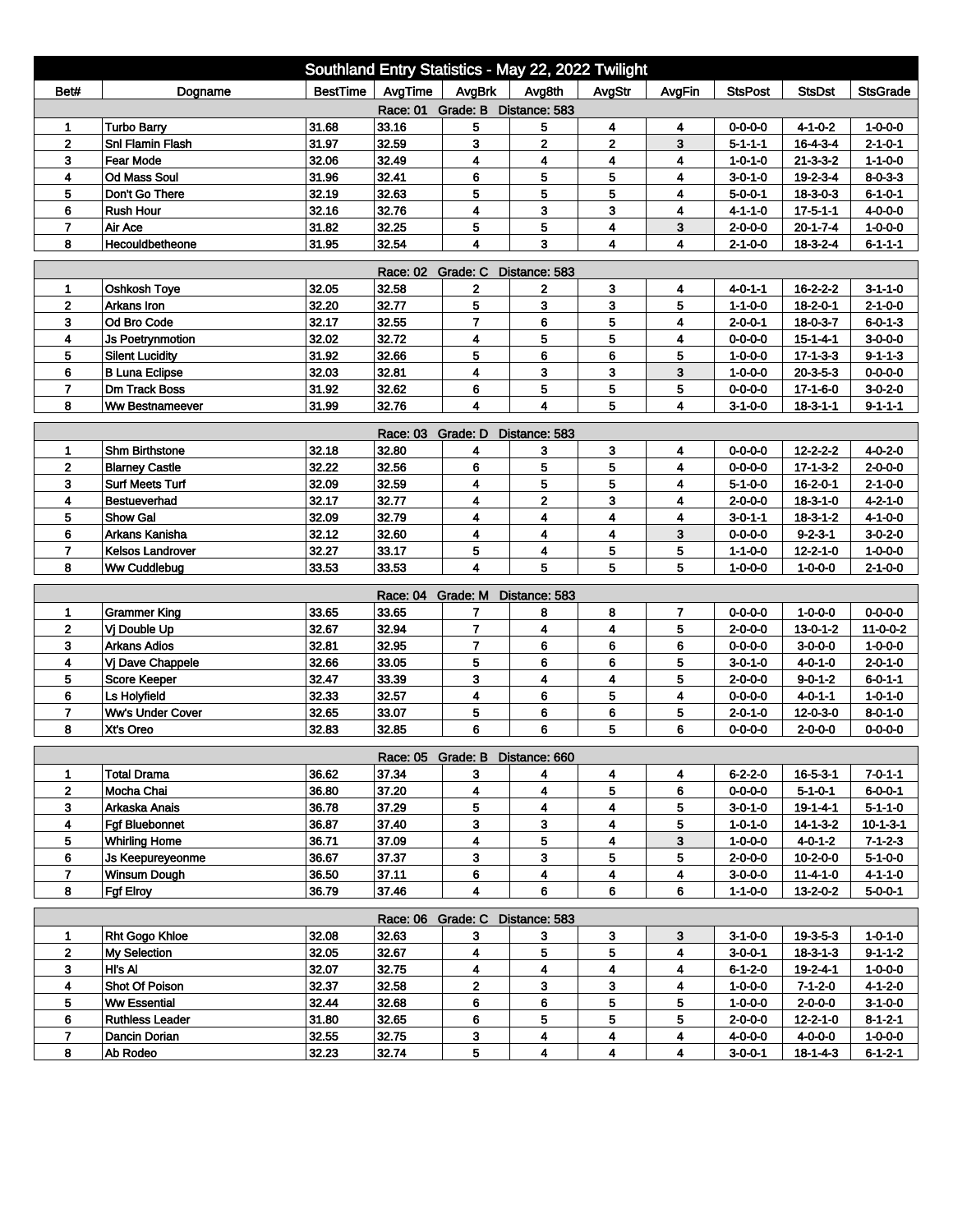# Southland Entry Statistics - May 22, 2022 Twilight

| Bet# | Dogname | BestTime | AvgTime | AvgBrk | Avg8th | AvgStr | AvgFin | StsPost | StsDst | StsGrade |
|---|---|---|---|---|---|---|---|---|---|---|
| **Race: 01 Grade: B Distance: 583** | | | | | | | | | | |
| 1 | Turbo Barry | 31.68 | 33.16 | 5 | 5 | 4 | 4 | 0-0-0-0 | 4-1-0-2 | 1-0-0-0 |
| 2 | Snl Flamin Flash | 31.97 | 32.59 | 3 | 2 | 2 | 3 | 5-1-1-1 | 16-4-3-4 | 2-1-0-1 |
| 3 | Fear Mode | 32.06 | 32.49 | 4 | 4 | 4 | 4 | 1-0-1-0 | 21-3-3-2 | 1-1-0-0 |
| 4 | Od Mass Soul | 31.96 | 32.41 | 6 | 5 | 5 | 4 | 3-0-1-0 | 19-2-3-4 | 8-0-3-3 |
| 5 | Don't Go There | 32.19 | 32.63 | 5 | 5 | 5 | 4 | 5-0-0-1 | 18-3-0-3 | 6-1-0-1 |
| 6 | Rush Hour | 32.16 | 32.76 | 4 | 3 | 3 | 4 | 4-1-1-0 | 17-5-1-1 | 4-0-0-0 |
| 7 | Air Ace | 31.82 | 32.25 | 5 | 5 | 4 | 3 | 2-0-0-0 | 20-1-7-4 | 1-0-0-0 |
| 8 | Hecouldbetheone | 31.95 | 32.54 | 4 | 3 | 4 | 4 | 2-1-0-0 | 18-3-2-4 | 6-1-1-1 |
| **Race: 02 Grade: C Distance: 583** | | | | | | | | | | |
| 1 | Oshkosh Toye | 32.05 | 32.58 | 2 | 2 | 3 | 4 | 4-0-1-1 | 16-2-2-2 | 3-1-1-0 |
| 2 | Arkans Iron | 32.20 | 32.77 | 5 | 3 | 3 | 5 | 1-1-0-0 | 18-2-0-1 | 2-1-0-0 |
| 3 | Od Bro Code | 32.17 | 32.55 | 7 | 6 | 5 | 4 | 2-0-0-1 | 18-0-3-7 | 6-0-1-3 |
| 4 | Js Poetrynmotion | 32.02 | 32.72 | 4 | 5 | 5 | 4 | 0-0-0-0 | 15-1-4-1 | 3-0-0-0 |
| 5 | Silent Lucidity | 31.92 | 32.66 | 5 | 6 | 6 | 5 | 1-0-0-0 | 17-1-3-3 | 9-1-1-3 |
| 6 | B Luna Eclipse | 32.03 | 32.81 | 4 | 3 | 3 | 3 | 1-0-0-0 | 20-3-5-3 | 0-0-0-0 |
| 7 | Dm Track Boss | 31.92 | 32.62 | 6 | 5 | 5 | 5 | 0-0-0-0 | 17-1-6-0 | 3-0-2-0 |
| 8 | Ww Bestnameever | 31.99 | 32.76 | 4 | 4 | 5 | 4 | 3-1-0-0 | 18-3-1-1 | 9-1-1-1 |
| **Race: 03 Grade: D Distance: 583** | | | | | | | | | | |
| 1 | Shm Birthstone | 32.18 | 32.80 | 4 | 3 | 3 | 4 | 0-0-0-0 | 12-2-2-2 | 4-0-2-0 |
| 2 | Blarney Castle | 32.22 | 32.56 | 6 | 5 | 5 | 4 | 0-0-0-0 | 17-1-3-2 | 2-0-0-0 |
| 3 | Surf Meets Turf | 32.09 | 32.59 | 4 | 5 | 5 | 4 | 5-1-0-0 | 16-2-0-1 | 2-1-0-0 |
| 4 | Bestueverhad | 32.17 | 32.77 | 4 | 2 | 3 | 4 | 2-0-0-0 | 18-3-1-0 | 4-2-1-0 |
| 5 | Show Gal | 32.09 | 32.79 | 4 | 4 | 4 | 4 | 3-0-1-1 | 18-3-1-2 | 4-1-0-0 |
| 6 | Arkans Kanisha | 32.12 | 32.60 | 4 | 4 | 4 | 3 | 0-0-0-0 | 9-2-3-1 | 3-0-2-0 |
| 7 | Kelsos Landrover | 32.27 | 33.17 | 5 | 4 | 5 | 5 | 1-1-0-0 | 12-2-1-0 | 1-0-0-0 |
| 8 | Ww Cuddlebug | 33.53 | 33.53 | 4 | 5 | 5 | 5 | 1-0-0-0 | 1-0-0-0 | 2-1-0-0 |
| **Race: 04 Grade: M Distance: 583** | | | | | | | | | | |
| 1 | Grammer King | 33.65 | 33.65 | 7 | 8 | 8 | 7 | 0-0-0-0 | 1-0-0-0 | 0-0-0-0 |
| 2 | Vj Double Up | 32.67 | 32.94 | 7 | 4 | 4 | 5 | 2-0-0-0 | 13-0-1-2 | 11-0-0-2 |
| 3 | Arkans Adios | 32.81 | 32.95 | 7 | 6 | 6 | 6 | 0-0-0-0 | 3-0-0-0 | 1-0-0-0 |
| 4 | Vj Dave Chappele | 32.66 | 33.05 | 5 | 6 | 6 | 5 | 3-0-1-0 | 4-0-1-0 | 2-0-1-0 |
| 5 | Score Keeper | 32.47 | 33.39 | 3 | 4 | 4 | 5 | 2-0-0-0 | 9-0-1-2 | 6-0-1-1 |
| 6 | Ls Holyfield | 32.33 | 32.57 | 4 | 6 | 5 | 4 | 0-0-0-0 | 4-0-1-1 | 1-0-1-0 |
| 7 | Ww's Under Cover | 32.65 | 33.07 | 5 | 6 | 6 | 5 | 2-0-1-0 | 12-0-3-0 | 8-0-1-0 |
| 8 | Xt's Oreo | 32.83 | 32.85 | 6 | 6 | 5 | 6 | 0-0-0-0 | 2-0-0-0 | 0-0-0-0 |
| **Race: 05 Grade: B Distance: 660** | | | | | | | | | | |
| 1 | Total Drama | 36.62 | 37.34 | 3 | 4 | 4 | 4 | 6-2-2-0 | 16-5-3-1 | 7-0-1-1 |
| 2 | Mocha Chai | 36.80 | 37.20 | 4 | 4 | 5 | 6 | 0-0-0-0 | 5-1-0-1 | 6-0-0-1 |
| 3 | Arkaska Anais | 36.78 | 37.29 | 5 | 4 | 4 | 5 | 3-0-1-0 | 19-1-4-1 | 5-1-1-0 |
| 4 | Fgf Bluebonnet | 36.87 | 37.40 | 3 | 3 | 4 | 5 | 1-0-1-0 | 14-1-3-2 | 10-1-3-1 |
| 5 | Whirling Home | 36.71 | 37.09 | 4 | 5 | 4 | 3 | 1-0-0-0 | 4-0-1-2 | 7-1-2-3 |
| 6 | Js Keepureyeonme | 36.67 | 37.37 | 3 | 3 | 5 | 5 | 2-0-0-0 | 10-2-0-0 | 5-1-0-0 |
| 7 | Winsum Dough | 36.50 | 37.11 | 6 | 4 | 4 | 4 | 3-0-0-0 | 11-4-1-0 | 4-1-1-0 |
| 8 | Fgf Elroy | 36.79 | 37.46 | 4 | 6 | 6 | 6 | 1-1-0-0 | 13-2-0-2 | 5-0-0-1 |
| **Race: 06 Grade: C Distance: 583** | | | | | | | | | | |
| 1 | Rht Gogo Khloe | 32.08 | 32.63 | 3 | 3 | 3 | 3 | 3-1-0-0 | 19-3-5-3 | 1-0-1-0 |
| 2 | My Selection | 32.05 | 32.67 | 4 | 5 | 5 | 4 | 3-0-0-1 | 18-3-1-3 | 9-1-1-2 |
| 3 | Hl's Al | 32.07 | 32.75 | 4 | 4 | 4 | 4 | 6-1-2-0 | 19-2-4-1 | 1-0-0-0 |
| 4 | Shot Of Poison | 32.37 | 32.58 | 2 | 3 | 3 | 4 | 1-0-0-0 | 7-1-2-0 | 4-1-2-0 |
| 5 | Ww Essential | 32.44 | 32.68 | 6 | 6 | 5 | 5 | 1-0-0-0 | 2-0-0-0 | 3-1-0-0 |
| 6 | Ruthless Leader | 31.80 | 32.65 | 6 | 5 | 5 | 5 | 2-0-0-0 | 12-2-1-0 | 8-1-2-1 |
| 7 | Dancin Dorian | 32.55 | 32.75 | 3 | 4 | 4 | 4 | 4-0-0-0 | 4-0-0-0 | 1-0-0-0 |
| 8 | Ab Rodeo | 32.23 | 32.74 | 5 | 4 | 4 | 4 | 3-0-0-1 | 18-1-4-3 | 6-1-2-1 |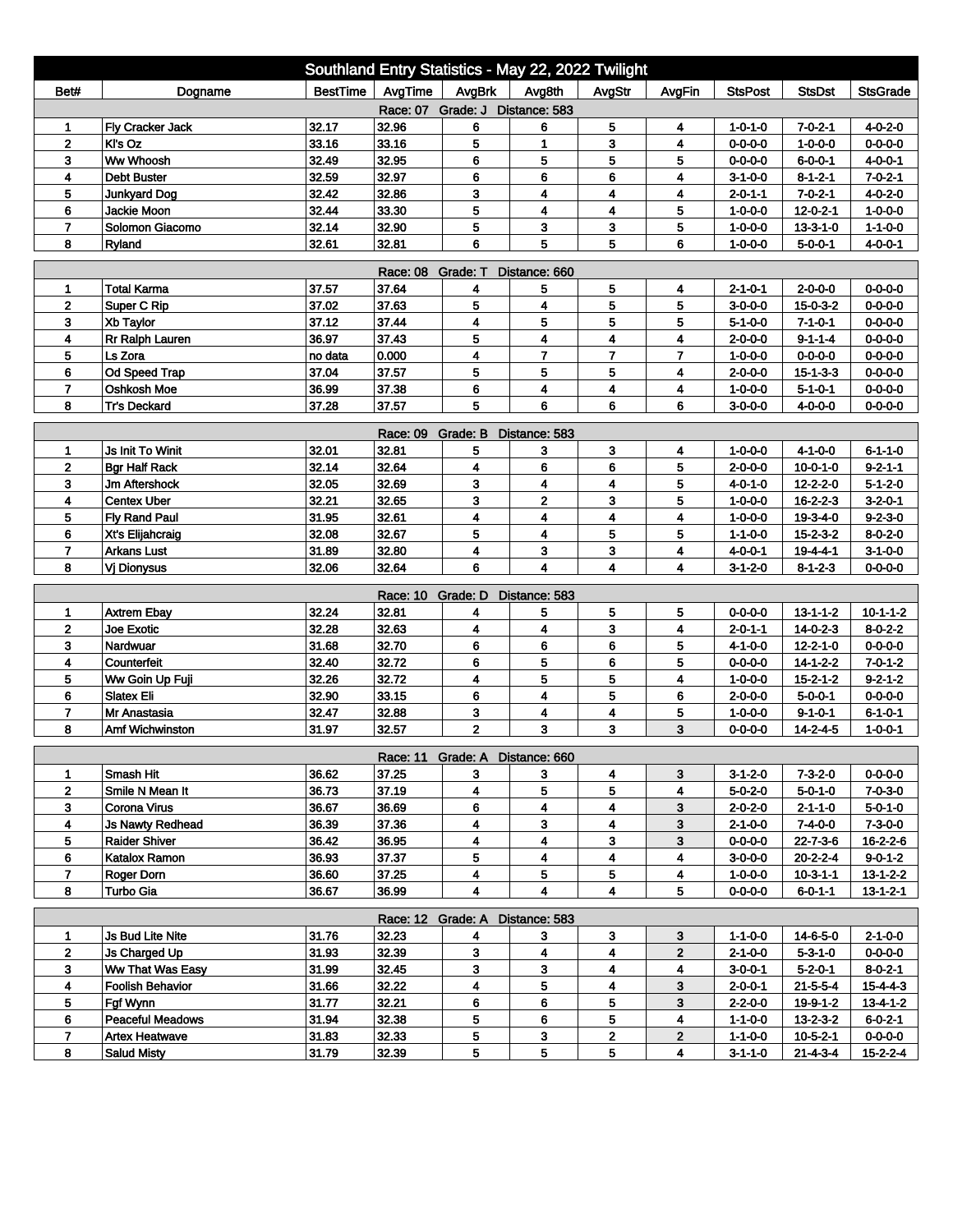# Southland Entry Statistics - May 22, 2022 Twilight

| Bet# | Dogname | BestTime | AvgTime | AvgBrk | Avg8th | AvgStr | AvgFin | StsPost | StsDst | StsGrade |
|---|---|---|---|---|---|---|---|---|---|---|
| Race: 07 Grade: J Distance: 583 | | | | | | | | | | |
| 1 | Fly Cracker Jack | 32.17 | 32.96 | 6 | 6 | 5 | 4 | 1-0-1-0 | 7-0-2-1 | 4-0-2-0 |
| 2 | Kl's Oz | 33.16 | 33.16 | 5 | 1 | 3 | 4 | 0-0-0-0 | 1-0-0-0 | 0-0-0-0 |
| 3 | Ww Whoosh | 32.49 | 32.95 | 6 | 5 | 5 | 5 | 0-0-0-0 | 6-0-0-1 | 4-0-0-1 |
| 4 | Debt Buster | 32.59 | 32.97 | 6 | 6 | 6 | 4 | 3-1-0-0 | 8-1-2-1 | 7-0-2-1 |
| 5 | Junkyard Dog | 32.42 | 32.86 | 3 | 4 | 4 | 4 | 2-0-1-1 | 7-0-2-1 | 4-0-2-0 |
| 6 | Jackie Moon | 32.44 | 33.30 | 5 | 4 | 4 | 5 | 1-0-0-0 | 12-0-2-1 | 1-0-0-0 |
| 7 | Solomon Giacomo | 32.14 | 32.90 | 5 | 3 | 3 | 5 | 1-0-0-0 | 13-3-1-0 | 1-1-0-0 |
| 8 | Ryland | 32.61 | 32.81 | 6 | 5 | 5 | 6 | 1-0-0-0 | 5-0-0-1 | 4-0-0-1 |
| Race: 08 Grade: T Distance: 660 | | | | | | | | | | |
| 1 | Total Karma | 37.57 | 37.64 | 4 | 5 | 5 | 4 | 2-1-0-1 | 2-0-0-0 | 0-0-0-0 |
| 2 | Super C Rip | 37.02 | 37.63 | 5 | 4 | 5 | 5 | 3-0-0-0 | 15-0-3-2 | 0-0-0-0 |
| 3 | Xb Taylor | 37.12 | 37.44 | 4 | 5 | 5 | 5 | 5-1-0-0 | 7-1-0-1 | 0-0-0-0 |
| 4 | Rr Ralph Lauren | 36.97 | 37.43 | 5 | 4 | 4 | 4 | 2-0-0-0 | 9-1-1-4 | 0-0-0-0 |
| 5 | Ls Zora | no data | 0.000 | 4 | 7 | 7 | 7 | 1-0-0-0 | 0-0-0-0 | 0-0-0-0 |
| 6 | Od Speed Trap | 37.04 | 37.57 | 5 | 5 | 5 | 4 | 2-0-0-0 | 15-1-3-3 | 0-0-0-0 |
| 7 | Oshkosh Moe | 36.99 | 37.38 | 6 | 4 | 4 | 4 | 1-0-0-0 | 5-1-0-1 | 0-0-0-0 |
| 8 | Tr's Deckard | 37.28 | 37.57 | 5 | 6 | 6 | 6 | 3-0-0-0 | 4-0-0-0 | 0-0-0-0 |
| Race: 09 Grade: B Distance: 583 | | | | | | | | | | |
| 1 | Js Init To Winit | 32.01 | 32.81 | 5 | 3 | 3 | 4 | 1-0-0-0 | 4-1-0-0 | 6-1-1-0 |
| 2 | Bgr Half Rack | 32.14 | 32.64 | 4 | 6 | 6 | 5 | 2-0-0-0 | 10-0-1-0 | 9-2-1-1 |
| 3 | Jm Aftershock | 32.05 | 32.69 | 3 | 4 | 4 | 5 | 4-0-1-0 | 12-2-2-0 | 5-1-2-0 |
| 4 | Centex Uber | 32.21 | 32.65 | 3 | 2 | 3 | 5 | 1-0-0-0 | 16-2-2-3 | 3-2-0-1 |
| 5 | Fly Rand Paul | 31.95 | 32.61 | 4 | 4 | 4 | 4 | 1-0-0-0 | 19-3-4-0 | 9-2-3-0 |
| 6 | Xt's Elijahcraig | 32.08 | 32.67 | 5 | 4 | 5 | 5 | 1-1-0-0 | 15-2-3-2 | 8-0-2-0 |
| 7 | Arkans Lust | 31.89 | 32.80 | 4 | 3 | 3 | 4 | 4-0-0-1 | 19-4-4-1 | 3-1-0-0 |
| 8 | Vj Dionysus | 32.06 | 32.64 | 6 | 4 | 4 | 4 | 3-1-2-0 | 8-1-2-3 | 0-0-0-0 |
| Race: 10 Grade: D Distance: 583 | | | | | | | | | | |
| 1 | Axtrem Ebay | 32.24 | 32.81 | 4 | 5 | 5 | 5 | 0-0-0-0 | 13-1-1-2 | 10-1-1-2 |
| 2 | Joe Exotic | 32.28 | 32.63 | 4 | 4 | 3 | 4 | 2-0-1-1 | 14-0-2-3 | 8-0-2-2 |
| 3 | Nardwuar | 31.68 | 32.70 | 6 | 6 | 6 | 5 | 4-1-0-0 | 12-2-1-0 | 0-0-0-0 |
| 4 | Counterfeit | 32.40 | 32.72 | 6 | 5 | 6 | 5 | 0-0-0-0 | 14-1-2-2 | 7-0-1-2 |
| 5 | Ww Goin Up Fuji | 32.26 | 32.72 | 4 | 5 | 5 | 4 | 1-0-0-0 | 15-2-1-2 | 9-2-1-2 |
| 6 | Slatex Eli | 32.90 | 33.15 | 6 | 4 | 5 | 6 | 2-0-0-0 | 5-0-0-1 | 0-0-0-0 |
| 7 | Mr Anastasia | 32.47 | 32.88 | 3 | 4 | 4 | 5 | 1-0-0-0 | 9-1-0-1 | 6-1-0-1 |
| 8 | Amf Wichwinston | 31.97 | 32.57 | 2 | 3 | 3 | 3 | 0-0-0-0 | 14-2-4-5 | 1-0-0-1 |
| Race: 11 Grade: A Distance: 660 | | | | | | | | | | |
| 1 | Smash Hit | 36.62 | 37.25 | 3 | 3 | 4 | 3 | 3-1-2-0 | 7-3-2-0 | 0-0-0-0 |
| 2 | Smile N Mean It | 36.73 | 37.19 | 4 | 5 | 5 | 4 | 5-0-2-0 | 5-0-1-0 | 7-0-3-0 |
| 3 | Corona Virus | 36.67 | 36.69 | 6 | 4 | 4 | 3 | 2-0-2-0 | 2-1-1-0 | 5-0-1-0 |
| 4 | Js Nawty Redhead | 36.39 | 37.36 | 4 | 3 | 4 | 3 | 2-1-0-0 | 7-4-0-0 | 7-3-0-0 |
| 5 | Raider Shiver | 36.42 | 36.95 | 4 | 4 | 3 | 3 | 0-0-0-0 | 22-7-3-6 | 16-2-2-6 |
| 6 | Katalox Ramon | 36.93 | 37.37 | 5 | 4 | 4 | 4 | 3-0-0-0 | 20-2-2-4 | 9-0-1-2 |
| 7 | Roger Dorn | 36.60 | 37.25 | 4 | 5 | 5 | 4 | 1-0-0-0 | 10-3-1-1 | 13-1-2-2 |
| 8 | Turbo Gia | 36.67 | 36.99 | 4 | 4 | 4 | 5 | 0-0-0-0 | 6-0-1-1 | 13-1-2-1 |
| Race: 12 Grade: A Distance: 583 | | | | | | | | | | |
| 1 | Js Bud Lite Nite | 31.76 | 32.23 | 4 | 3 | 3 | 3 | 1-1-0-0 | 14-6-5-0 | 2-1-0-0 |
| 2 | Js Charged Up | 31.93 | 32.39 | 3 | 4 | 4 | 2 | 2-1-0-0 | 5-3-1-0 | 0-0-0-0 |
| 3 | Ww That Was Easy | 31.99 | 32.45 | 3 | 3 | 4 | 4 | 3-0-0-1 | 5-2-0-1 | 8-0-2-1 |
| 4 | Foolish Behavior | 31.66 | 32.22 | 4 | 5 | 4 | 3 | 2-0-0-1 | 21-5-5-4 | 15-4-4-3 |
| 5 | Fgf Wynn | 31.77 | 32.21 | 6 | 6 | 5 | 3 | 2-2-0-0 | 19-9-1-2 | 13-4-1-2 |
| 6 | Peaceful Meadows | 31.94 | 32.38 | 5 | 6 | 5 | 4 | 1-1-0-0 | 13-2-3-2 | 6-0-2-1 |
| 7 | Artex Heatwave | 31.83 | 32.33 | 5 | 3 | 2 | 2 | 1-1-0-0 | 10-5-2-1 | 0-0-0-0 |
| 8 | Salud Misty | 31.79 | 32.39 | 5 | 5 | 5 | 4 | 3-1-1-0 | 21-4-3-4 | 15-2-2-4 |